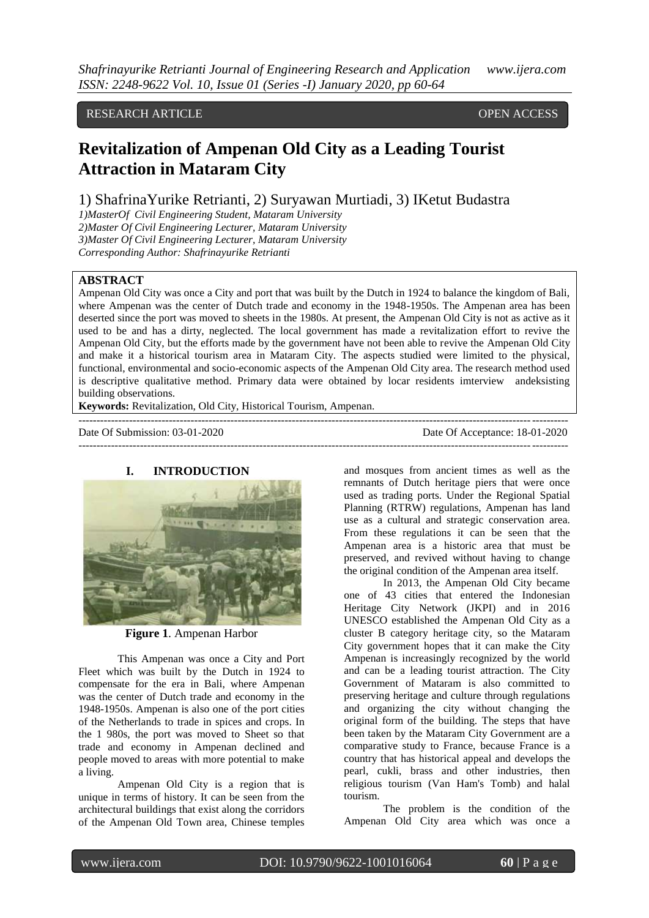RESEARCH ARTICLE OPEN ACCESS

# Revitalization of Ampenan Old City as a Leading Tourist Attraction in Mataram City

1) ShafrinaYurike Retrianti, 2) Suryawan Murtiadi, 3) IKetut Budastra

*1)MasterOf Civil Engineering Student, Mataram University*
*2)Master Of Civil Engineering Lecturer, Mataram University*
*3)Master Of Civil Engineering Lecturer, Mataram University*
*Corresponding Author: Shafrinayurike Retrianti*

**ABSTRACT**

Ampenan Old City was once a City and port that was built by the Dutch in 1924 to balance the kingdom of Bali, where Ampenan was the center of Dutch trade and economy in the 1948-1950s. The Ampenan area has been deserted since the port was moved to sheets in the 1980s. At present, the Ampenan Old City is not as active as it used to be and has a dirty, neglected. The local government has made a revitalization effort to revive the Ampenan Old City, but the efforts made by the government have not been able to revive the Ampenan Old City and make it a historical tourism area in Mataram City. The aspects studied were limited to the physical, functional, environmental and socio-economic aspects of the Ampenan Old City area. The research method used is descriptive qualitative method. Primary data were obtained by locar residents imterview andeksisting building observations.

**Keywords:** Revitalization, Old City, Historical Tourism, Ampenan.

Date Of Submission: 03-01-2020 Date Of Acceptance: 18-01-2020

## I. INTRODUCTION

**Figure 1**. Ampenan Harbor

This Ampenan was once a City and Port Fleet which was built by the Dutch in 1924 to compensate for the era in Bali, where Ampenan was the center of Dutch trade and economy in the 1948-1950s. Ampenan is also one of the port cities of the Netherlands to trade in spices and crops. In the 1 980s, the port was moved to Sheet so that trade and economy in Ampenan declined and people moved to areas with more potential to make a living.

Ampenan Old City is a region that is unique in terms of history. It can be seen from the architectural buildings that exist along the corridors of the Ampenan Old Town area, Chinese temples and mosques from ancient times as well as the remnants of Dutch heritage piers that were once used as trading ports. Under the Regional Spatial Planning (RTRW) regulations, Ampenan has land use as a cultural and strategic conservation area. From these regulations it can be seen that the Ampenan area is a historic area that must be preserved, and revived without having to change the original condition of the Ampenan area itself.

In 2013, the Ampenan Old City became one of 43 cities that entered the Indonesian Heritage City Network (JKPI) and in 2016 UNESCO established the Ampenan Old City as a cluster B category heritage city, so the Mataram City government hopes that it can make the City Ampenan is increasingly recognized by the world and can be a leading tourist attraction. The City Government of Mataram is also committed to preserving heritage and culture through regulations and organizing the city without changing the original form of the building. The steps that have been taken by the Mataram City Government are a comparative study to France, because France is a country that has historical appeal and develops the pearl, cukli, brass and other industries, then religious tourism (Van Ham's Tomb) and halal tourism.

The problem is the condition of the Ampenan Old City area which was once a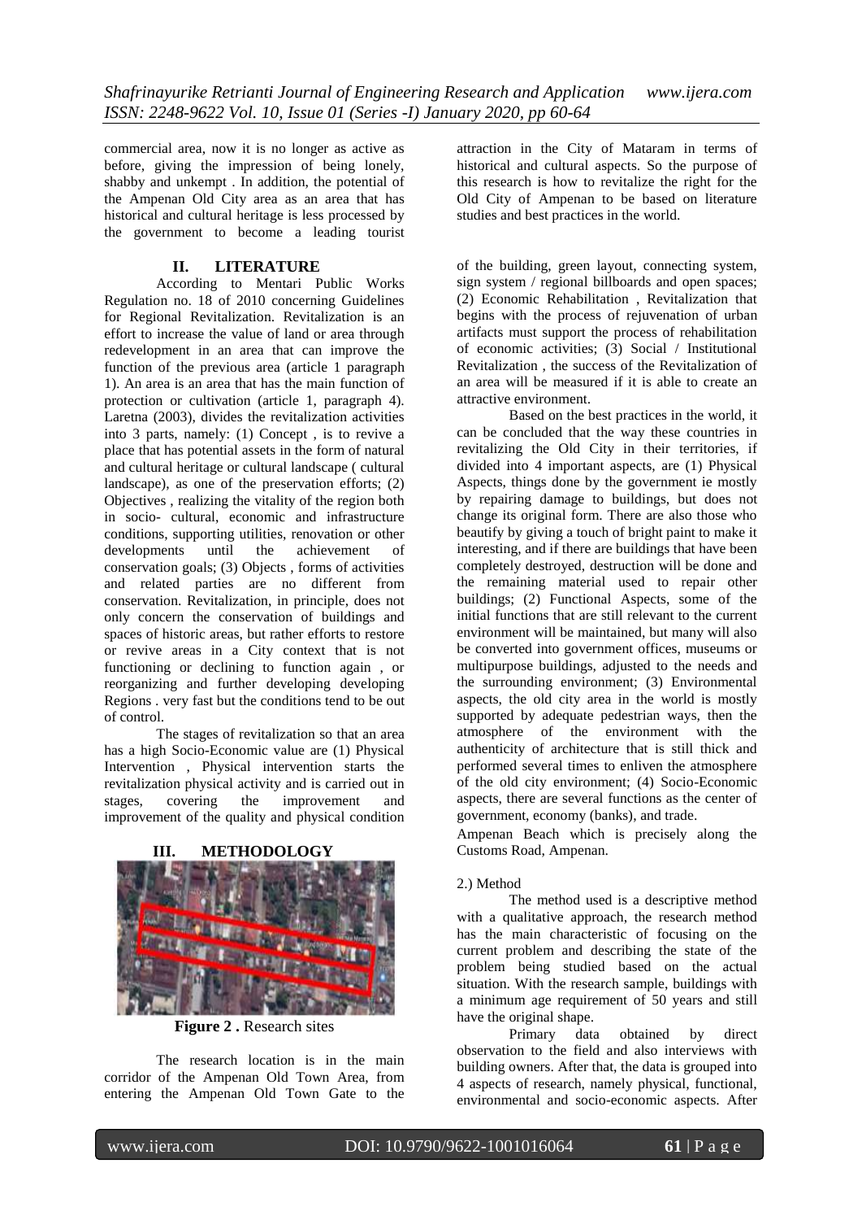commercial area, now it is no longer as active as before, giving the impression of being lonely, shabby and unkempt . In addition, the potential of the Ampenan Old City area as an area that has historical and cultural heritage is less processed by the government to become a leading tourist attraction in the City of Mataram in terms of historical and cultural aspects. So the purpose of this research is how to revitalize the right for the Old City of Ampenan to be based on literature studies and best practices in the world.

## II. LITERATURE

According to Mentari Public Works Regulation no. 18 of 2010 concerning Guidelines for Regional Revitalization. Revitalization is an effort to increase the value of land or area through redevelopment in an area that can improve the function of the previous area (article 1 paragraph 1). An area is an area that has the main function of protection or cultivation (article 1, paragraph 4). Laretna (2003), divides the revitalization activities into 3 parts, namely: (1) Concept , is to revive a place that has potential assets in the form of natural and cultural heritage or cultural landscape ( cultural landscape), as one of the preservation efforts; (2) Objectives , realizing the vitality of the region both in socio- cultural, economic and infrastructure conditions, supporting utilities, renovation or other developments until the achievement of conservation goals; (3) Objects , forms of activities and related parties are no different from conservation. Revitalization, in principle, does not only concern the conservation of buildings and spaces of historic areas, but rather efforts to restore or revive areas in a City context that is not functioning or declining to function again , or reorganizing and further developing developing Regions . very fast but the conditions tend to be out of control.

The stages of revitalization so that an area has a high Socio-Economic value are (1) Physical Intervention , Physical intervention starts the revitalization physical activity and is carried out in stages, covering the improvement and improvement of the quality and physical condition of the building, green layout, connecting system, sign system / regional billboards and open spaces; (2) Economic Rehabilitation , Revitalization that begins with the process of rejuvenation of urban artifacts must support the process of rehabilitation of economic activities; (3) Social / Institutional Revitalization , the success of the Revitalization of an area will be measured if it is able to create an attractive environment.

Based on the best practices in the world, it can be concluded that the way these countries in revitalizing the Old City in their territories, if divided into 4 important aspects, are (1) Physical Aspects, things done by the government ie mostly by repairing damage to buildings, but does not change its original form. There are also those who beautify by giving a touch of bright paint to make it interesting, and if there are buildings that have been completely destroyed, destruction will be done and the remaining material used to repair other buildings; (2) Functional Aspects, some of the initial functions that are still relevant to the current environment will be maintained, but many will also be converted into government offices, museums or multipurpose buildings, adjusted to the needs and the surrounding environment; (3) Environmental aspects, the old city area in the world is mostly supported by adequate pedestrian ways, then the atmosphere of the environment with the authenticity of architecture that is still thick and performed several times to enliven the atmosphere of the old city environment; (4) Socio-Economic aspects, there are several functions as the center of government, economy (banks), and trade.

## III. METHODOLOGY

**Figure 2 .** Research sites

The research location is in the main corridor of the Ampenan Old Town Area, from entering the Ampenan Old Town Gate to the Ampenan Beach which is precisely along the Customs Road, Ampenan.

2.) Method

The method used is a descriptive method with a qualitative approach, the research method has the main characteristic of focusing on the current problem and describing the state of the problem being studied based on the actual situation. With the research sample, buildings with a minimum age requirement of 50 years and still have the original shape.

Primary data obtained by direct observation to the field and also interviews with building owners. After that, the data is grouped into 4 aspects of research, namely physical, functional, environmental and socio-economic aspects. After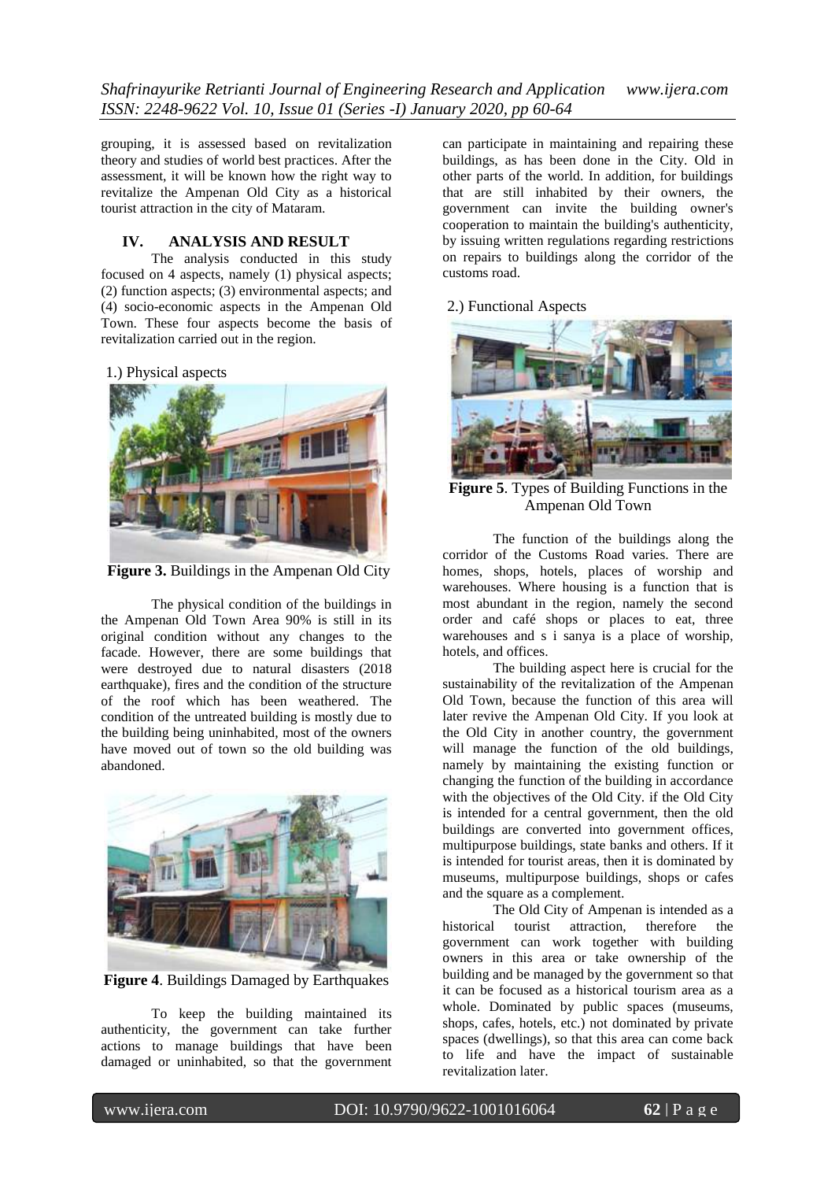grouping, it is assessed based on revitalization theory and studies of world best practices. After the assessment, it will be known how the right way to revitalize the Ampenan Old City as a historical tourist attraction in the city of Mataram.

## IV. ANALYSIS AND RESULT

The analysis conducted in this study focused on 4 aspects, namely (1) physical aspects; (2) function aspects; (3) environmental aspects; and (4) socio-economic aspects in the Ampenan Old Town. These four aspects become the basis of revitalization carried out in the region.

### 1.) Physical aspects

**Figure 3.** Buildings in the Ampenan Old City

The physical condition of the buildings in the Ampenan Old Town Area 90% is still in its original condition without any changes to the facade. However, there are some buildings that were destroyed due to natural disasters (2018 earthquake), fires and the condition of the structure of the roof which has been weathered. The condition of the untreated building is mostly due to the building being uninhabited, most of the owners have moved out of town so the old building was abandoned.

**Figure 4**. Buildings Damaged by Earthquakes

To keep the building maintained its authenticity, the government can take further actions to manage buildings that have been damaged or uninhabited, so that the government can participate in maintaining and repairing these buildings, as has been done in the City. Old in other parts of the world. In addition, for buildings that are still inhabited by their owners, the government can invite the building owner's cooperation to maintain the building's authenticity, by issuing written regulations regarding restrictions on repairs to buildings along the corridor of the customs road.

### 2.) Functional Aspects

**Figure 5**. Types of Building Functions in the Ampenan Old Town

The function of the buildings along the corridor of the Customs Road varies. There are homes, shops, hotels, places of worship and warehouses. Where housing is a function that is most abundant in the region, namely the second order and café shops or places to eat, three warehouses and s i sanya is a place of worship, hotels, and offices.

The building aspect here is crucial for the sustainability of the revitalization of the Ampenan Old Town, because the function of this area will later revive the Ampenan Old City. If you look at the Old City in another country, the government will manage the function of the old buildings, namely by maintaining the existing function or changing the function of the building in accordance with the objectives of the Old City. if the Old City is intended for a central government, then the old buildings are converted into government offices, multipurpose buildings, state banks and others. If it is intended for tourist areas, then it is dominated by museums, multipurpose buildings, shops or cafes and the square as a complement.

The Old City of Ampenan is intended as a historical tourist attraction, therefore the government can work together with building owners in this area or take ownership of the building and be managed by the government so that it can be focused as a historical tourism area as a whole. Dominated by public spaces (museums, shops, cafes, hotels, etc.) not dominated by private spaces (dwellings), so that this area can come back to life and have the impact of sustainable revitalization later.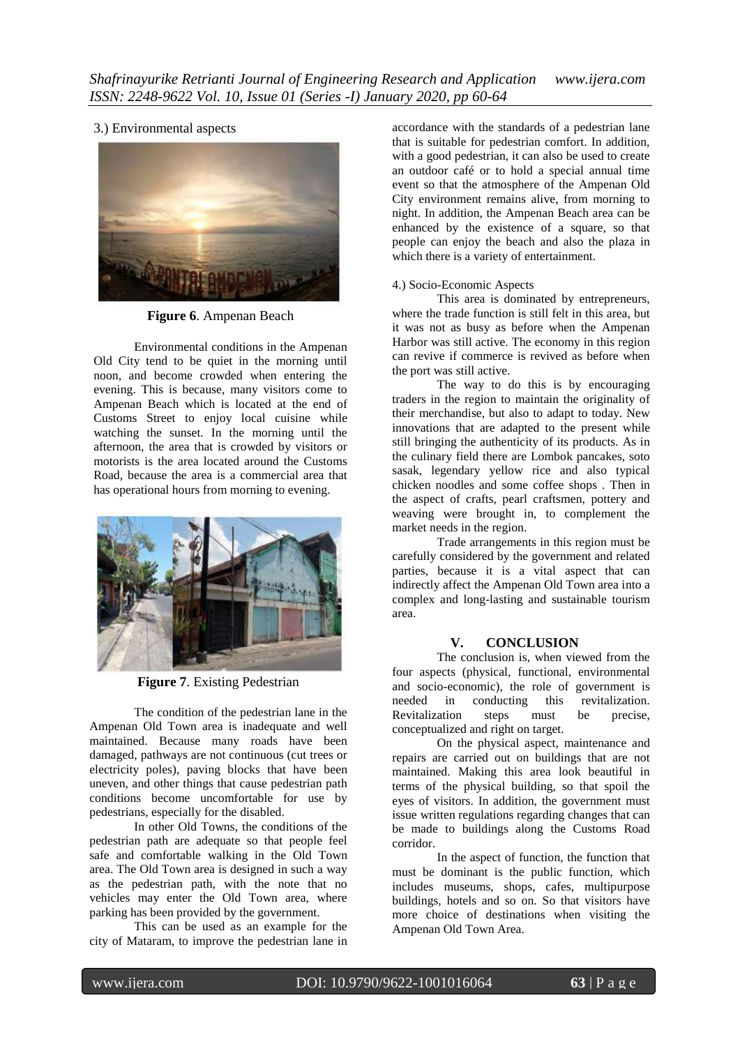3.) Environmental aspects

**Figure 6**. Ampenan Beach

Environmental conditions in the Ampenan Old City tend to be quiet in the morning until noon, and become crowded when entering the evening. This is because, many visitors come to Ampenan Beach which is located at the end of Customs Street to enjoy local cuisine while watching the sunset. In the morning until the afternoon, the area that is crowded by visitors or motorists is the area located around the Customs Road, because the area is a commercial area that has operational hours from morning to evening.

**Figure 7**. Existing Pedestrian

The condition of the pedestrian lane in the Ampenan Old Town area is inadequate and well maintained. Because many roads have been damaged, pathways are not continuous (cut trees or electricity poles), paving blocks that have been uneven, and other things that cause pedestrian path conditions become uncomfortable for use by pedestrians, especially for the disabled.

In other Old Towns, the conditions of the pedestrian path are adequate so that people feel safe and comfortable walking in the Old Town area. The Old Town area is designed in such a way as the pedestrian path, with the note that no vehicles may enter the Old Town area, where parking has been provided by the government.

This can be used as an example for the city of Mataram, to improve the pedestrian lane in accordance with the standards of a pedestrian lane that is suitable for pedestrian comfort. In addition, with a good pedestrian, it can also be used to create an outdoor café or to hold a special annual time event so that the atmosphere of the Ampenan Old City environment remains alive, from morning to night. In addition, the Ampenan Beach area can be enhanced by the existence of a square, so that people can enjoy the beach and also the plaza in which there is a variety of entertainment.

4.) Socio-Economic Aspects

This area is dominated by entrepreneurs, where the trade function is still felt in this area, but it was not as busy as before when the Ampenan Harbor was still active. The economy in this region can revive if commerce is revived as before when the port was still active.

The way to do this is by encouraging traders in the region to maintain the originality of their merchandise, but also to adapt to today. New innovations that are adapted to the present while still bringing the authenticity of its products. As in the culinary field there are Lombok pancakes, soto sasak, legendary yellow rice and also typical chicken noodles and some coffee shops . Then in the aspect of crafts, pearl craftsmen, pottery and weaving were brought in, to complement the market needs in the region.

Trade arrangements in this region must be carefully considered by the government and related parties, because it is a vital aspect that can indirectly affect the Ampenan Old Town area into a complex and long-lasting and sustainable tourism area.

## V. CONCLUSION

The conclusion is, when viewed from the four aspects (physical, functional, environmental and socio-economic), the role of government is needed in conducting this revitalization. Revitalization steps must be precise, conceptualized and right on target.

On the physical aspect, maintenance and repairs are carried out on buildings that are not maintained. Making this area look beautiful in terms of the physical building, so that spoil the eyes of visitors. In addition, the government must issue written regulations regarding changes that can be made to buildings along the Customs Road corridor.

In the aspect of function, the function that must be dominant is the public function, which includes museums, shops, cafes, multipurpose buildings, hotels and so on. So that visitors have more choice of destinations when visiting the Ampenan Old Town Area.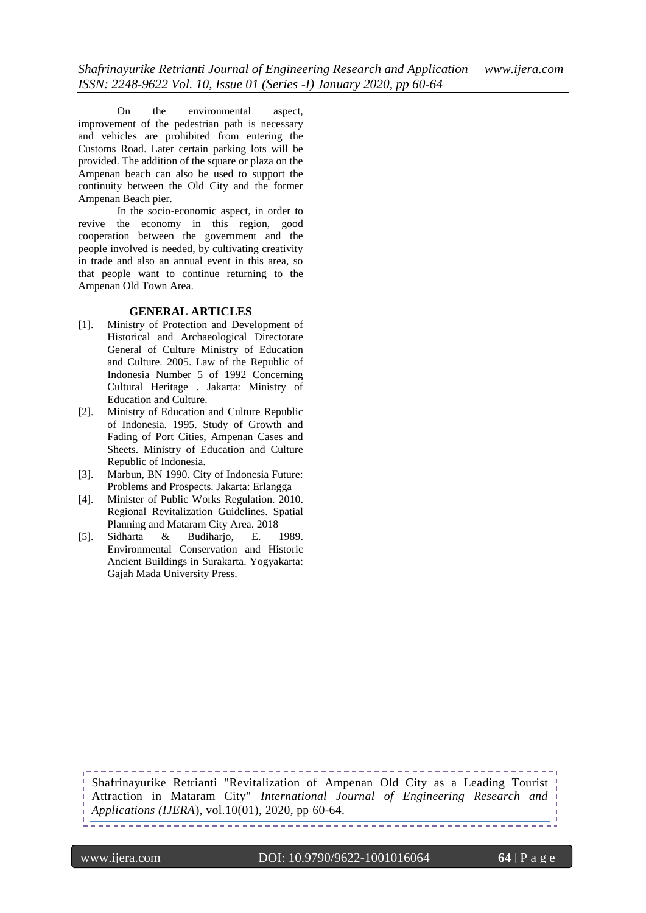On the environmental aspect, improvement of the pedestrian path is necessary and vehicles are prohibited from entering the Customs Road. Later certain parking lots will be provided. The addition of the square or plaza on the Ampenan beach can also be used to support the continuity between the Old City and the former Ampenan Beach pier.

In the socio-economic aspect, in order to revive the economy in this region, good cooperation between the government and the people involved is needed, by cultivating creativity in trade and also an annual event in this area, so that people want to continue returning to the Ampenan Old Town Area.

## GENERAL ARTICLES

[1]. Ministry of Protection and Development of Historical and Archaeological Directorate General of Culture Ministry of Education and Culture. 2005. Law of the Republic of Indonesia Number 5 of 1992 Concerning Cultural Heritage . Jakarta: Ministry of Education and Culture.

[2]. Ministry of Education and Culture Republic of Indonesia. 1995. Study of Growth and Fading of Port Cities, Ampenan Cases and Sheets. Ministry of Education and Culture Republic of Indonesia.

[3]. Marbun, BN 1990. City of Indonesia Future: Problems and Prospects. Jakarta: Erlangga

[4]. Minister of Public Works Regulation. 2010. Regional Revitalization Guidelines. Spatial Planning and Mataram City Area. 2018

[5]. Sidharta & Budiharjo, E. 1989. Environmental Conservation and Historic Ancient Buildings in Surakarta. Yogyakarta: Gajah Mada University Press.

Shafrinayurike Retrianti "Revitalization of Ampenan Old City as a Leading Tourist Attraction in Mataram City" *International Journal of Engineering Research and Applications (IJERA*), vol.10(01), 2020, pp 60-64.